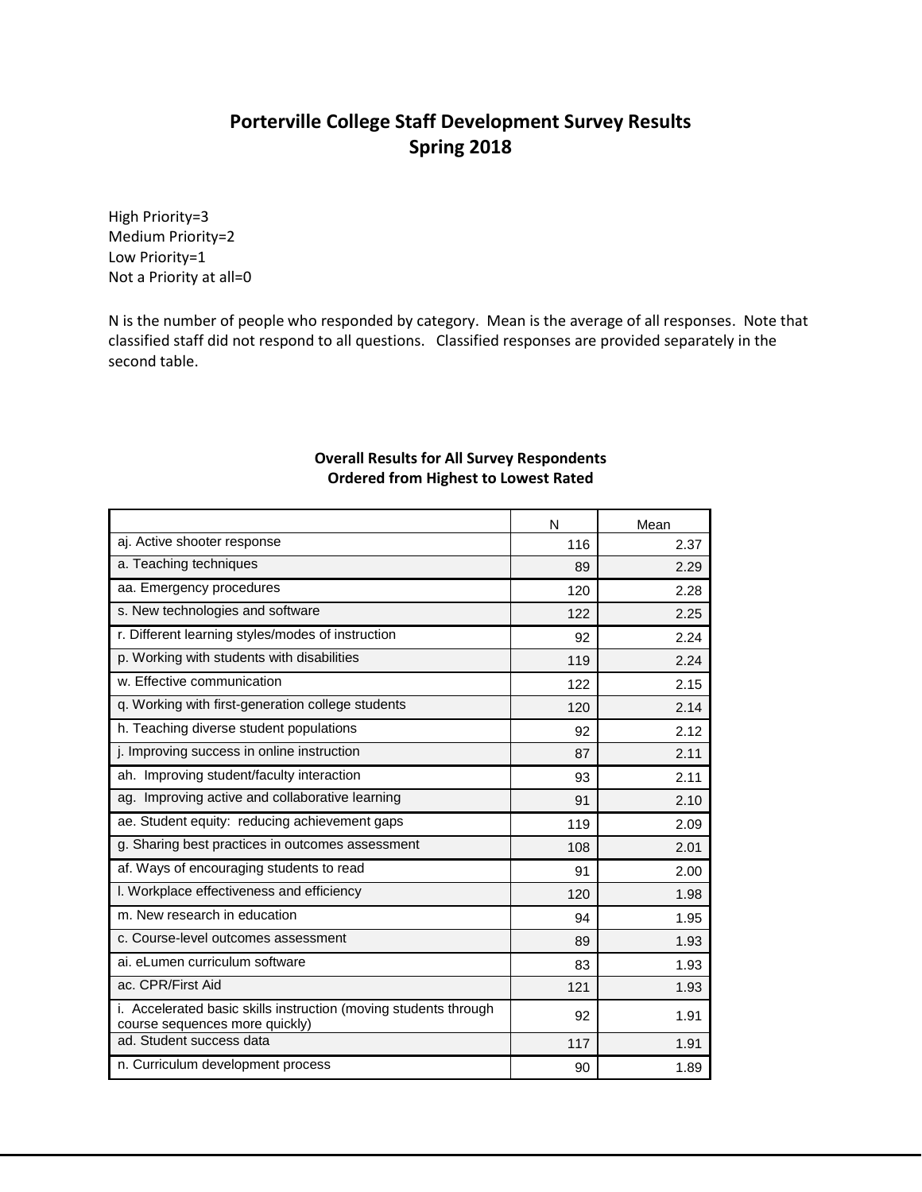# Porterville College Staff Development Survey Results
# Spring 2018

High Priority=3
Medium Priority=2
Low Priority=1
Not a Priority at all=0

N is the number of people who responded by category. Mean is the average of all responses. Note that classified staff did not respond to all questions. Classified responses are provided separately in the second table.

### Overall Results for All Survey Respondents
### Ordered from Highest to Lowest Rated

| | N | Mean |
|---|---|---|
| aj. Active shooter response | 116 | 2.37 |
| a. Teaching techniques | 89 | 2.29 |
| aa. Emergency procedures | 120 | 2.28 |
| s. New technologies and software | 122 | 2.25 |
| r. Different learning styles/modes of instruction | 92 | 2.24 |
| p. Working with students with disabilities | 119 | 2.24 |
| w. Effective communication | 122 | 2.15 |
| q. Working with first-generation college students | 120 | 2.14 |
| h. Teaching diverse student populations | 92 | 2.12 |
| j. Improving success in online instruction | 87 | 2.11 |
| ah. Improving student/faculty interaction | 93 | 2.11 |
| ag. Improving active and collaborative learning | 91 | 2.10 |
| ae. Student equity: reducing achievement gaps | 119 | 2.09 |
| g. Sharing best practices in outcomes assessment | 108 | 2.01 |
| af. Ways of encouraging students to read | 91 | 2.00 |
| l. Workplace effectiveness and efficiency | 120 | 1.98 |
| m. New research in education | 94 | 1.95 |
| c. Course-level outcomes assessment | 89 | 1.93 |
| ai. eLumen curriculum software | 83 | 1.93 |
| ac. CPR/First Aid | 121 | 1.93 |
| i. Accelerated basic skills instruction (moving students through course sequences more quickly) | 92 | 1.91 |
| ad. Student success data | 117 | 1.91 |
| n. Curriculum development process | 90 | 1.89 |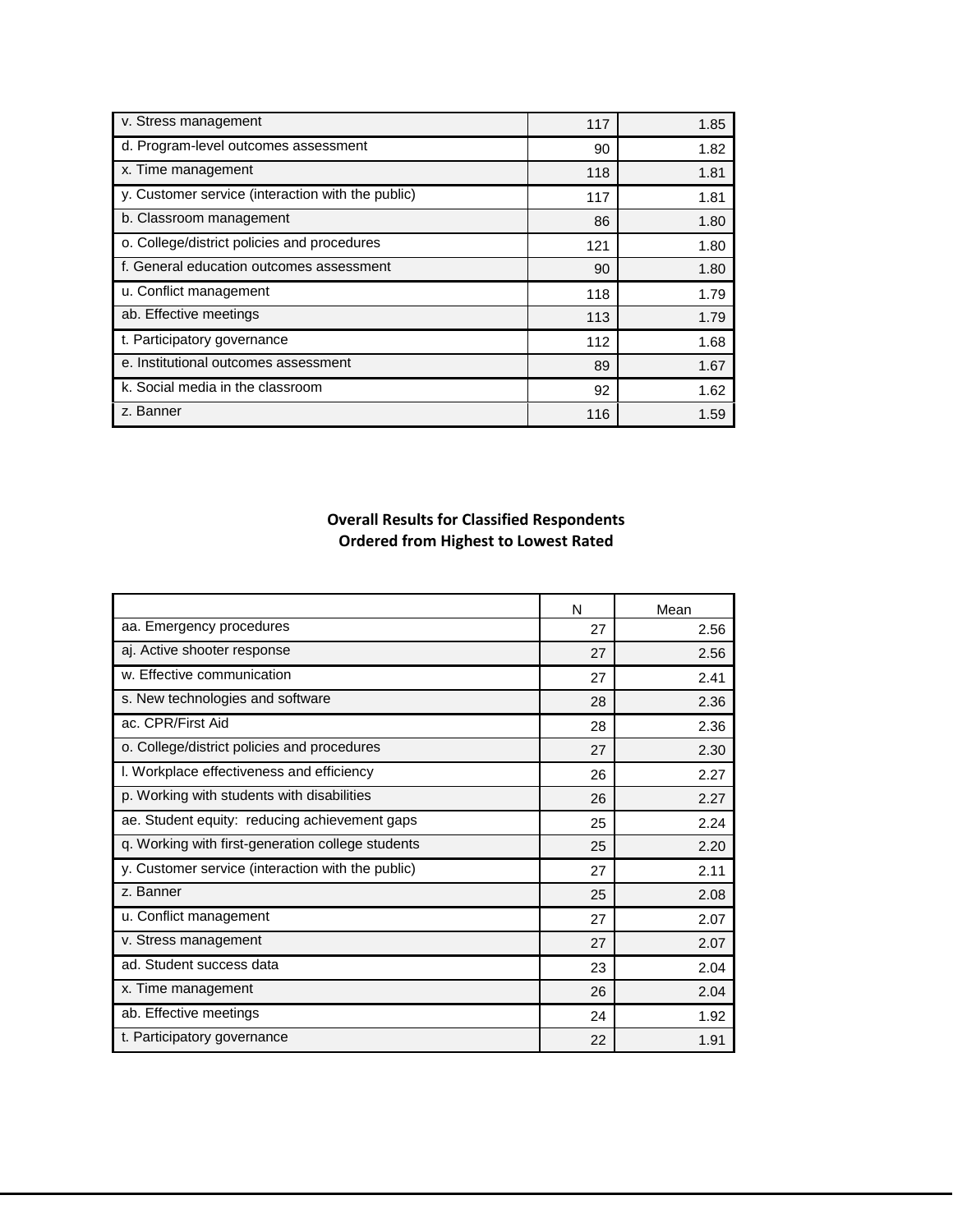| | | |
|---|---|---|
| v. Stress management | 117 | 1.85 |
| d. Program-level outcomes assessment | 90 | 1.82 |
| x. Time management | 118 | 1.81 |
| y. Customer service (interaction with the public) | 117 | 1.81 |
| b. Classroom management | 86 | 1.80 |
| o. College/district policies and procedures | 121 | 1.80 |
| f. General education outcomes assessment | 90 | 1.80 |
| u. Conflict management | 118 | 1.79 |
| ab. Effective meetings | 113 | 1.79 |
| t. Participatory governance | 112 | 1.68 |
| e. Institutional outcomes assessment | 89 | 1.67 |
| k. Social media in the classroom | 92 | 1.62 |
| z. Banner | 116 | 1.59 |

**Overall Results for Classified Respondents**
**Ordered from Highest to Lowest Rated**

| | N | Mean |
|---|---|---|
| aa. Emergency procedures | 27 | 2.56 |
| aj. Active shooter response | 27 | 2.56 |
| w. Effective communication | 27 | 2.41 |
| s. New technologies and software | 28 | 2.36 |
| ac. CPR/First Aid | 28 | 2.36 |
| o. College/district policies and procedures | 27 | 2.30 |
| l. Workplace effectiveness and efficiency | 26 | 2.27 |
| p. Working with students with disabilities | 26 | 2.27 |
| ae. Student equity: reducing achievement gaps | 25 | 2.24 |
| q. Working with first-generation college students | 25 | 2.20 |
| y. Customer service (interaction with the public) | 27 | 2.11 |
| z. Banner | 25 | 2.08 |
| u. Conflict management | 27 | 2.07 |
| v. Stress management | 27 | 2.07 |
| ad. Student success data | 23 | 2.04 |
| x. Time management | 26 | 2.04 |
| ab. Effective meetings | 24 | 1.92 |
| t. Participatory governance | 22 | 1.91 |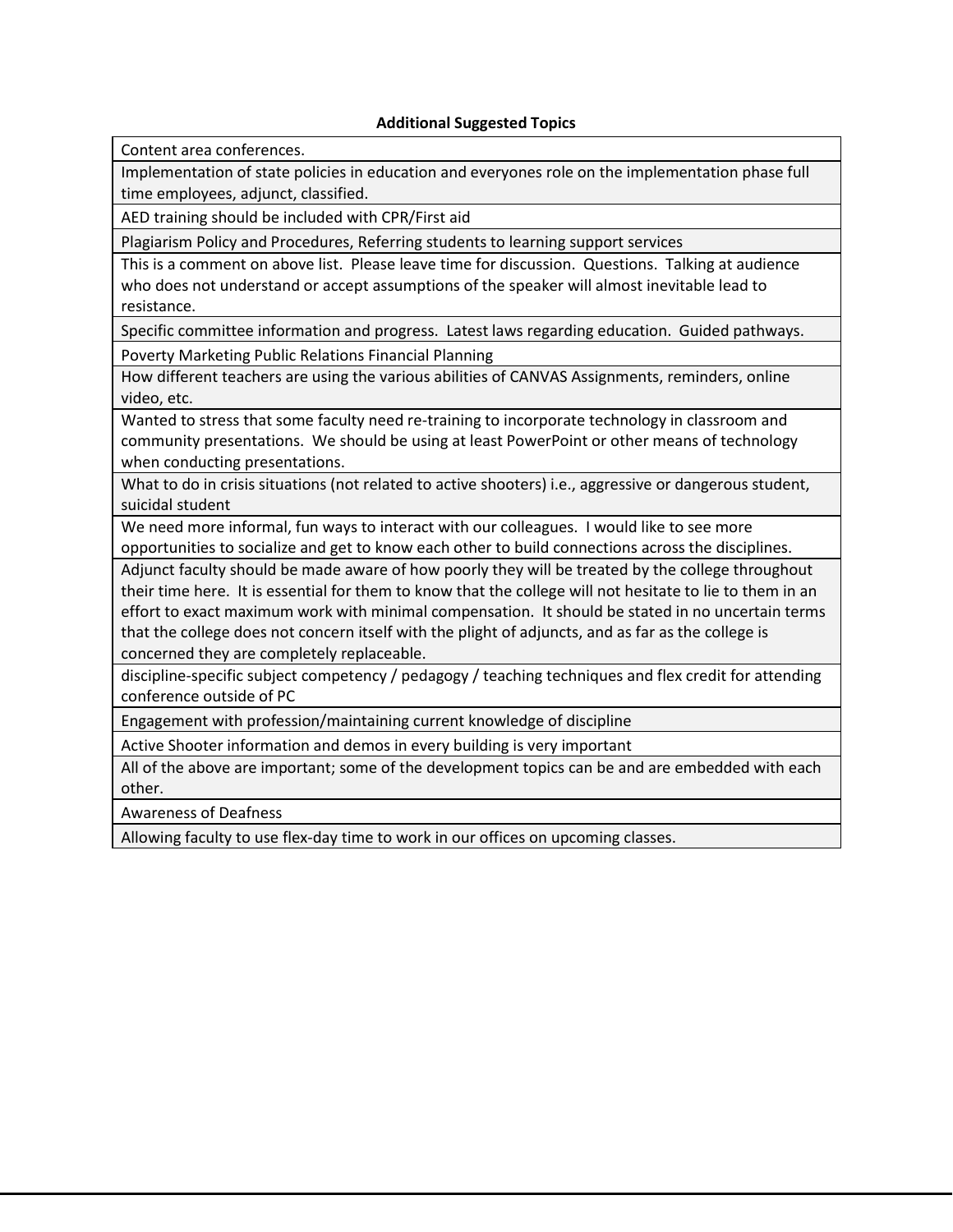**Additional Suggested Topics**

| |
|---|
| Content area conferences. |
| Implementation of state policies in education and everyones role on the implementation phase full time employees, adjunct, classified. |
| AED training should be included with CPR/First aid |
| Plagiarism Policy and Procedures, Referring students to learning support services |
| This is a comment on above list. Please leave time for discussion. Questions. Talking at audience who does not understand or accept assumptions of the speaker will almost inevitable lead to resistance. |
| Specific committee information and progress. Latest laws regarding education. Guided pathways. |
| Poverty Marketing Public Relations Financial Planning |
| How different teachers are using the various abilities of CANVAS Assignments, reminders, online video, etc. |
| Wanted to stress that some faculty need re-training to incorporate technology in classroom and community presentations. We should be using at least PowerPoint or other means of technology when conducting presentations. |
| What to do in crisis situations (not related to active shooters) i.e., aggressive or dangerous student, suicidal student |
| We need more informal, fun ways to interact with our colleagues. I would like to see more opportunities to socialize and get to know each other to build connections across the disciplines. |
| Adjunct faculty should be made aware of how poorly they will be treated by the college throughout their time here. It is essential for them to know that the college will not hesitate to lie to them in an effort to exact maximum work with minimal compensation. It should be stated in no uncertain terms that the college does not concern itself with the plight of adjuncts, and as far as the college is concerned they are completely replaceable. |
| discipline-specific subject competency / pedagogy / teaching techniques and flex credit for attending conference outside of PC |
| Engagement with profession/maintaining current knowledge of discipline |
| Active Shooter information and demos in every building is very important |
| All of the above are important; some of the development topics can be and are embedded with each other. |
| Awareness of Deafness |
| Allowing faculty to use flex-day time to work in our offices on upcoming classes. |